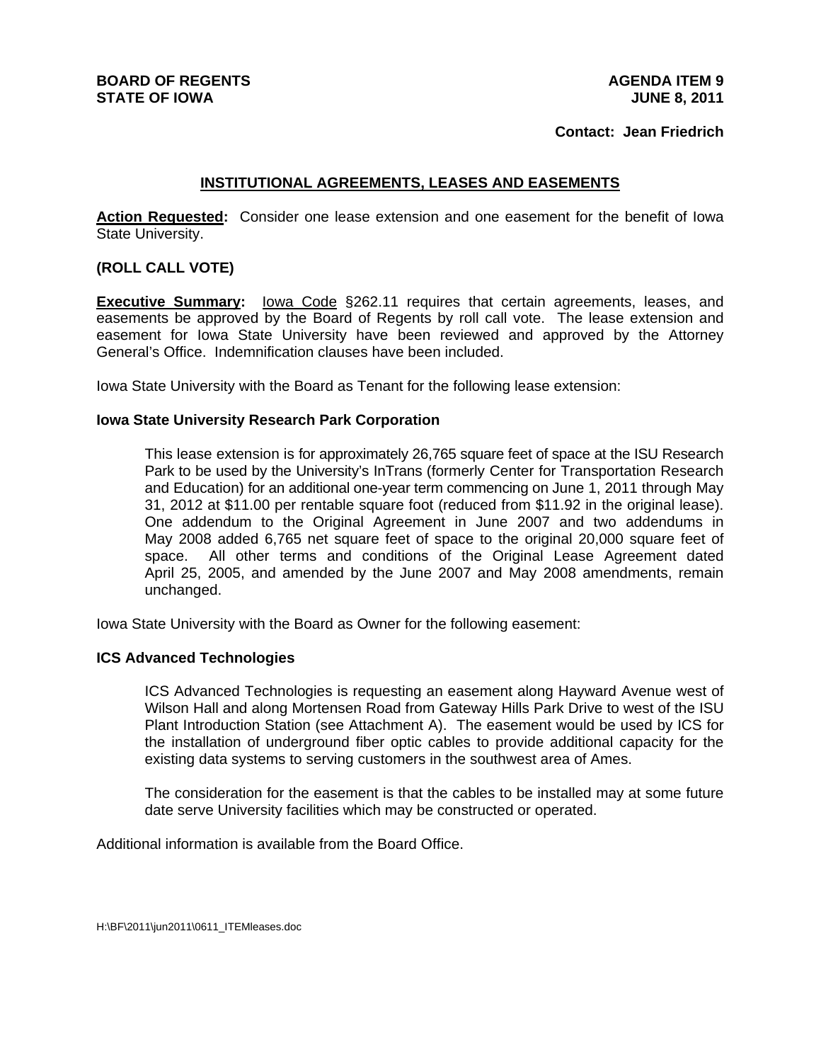**BOARD OF REGENTS**
**STATE OF IOWA**

**AGENDA ITEM 9**
**JUNE 8, 2011**

**Contact: Jean Friedrich**

## INSTITUTIONAL AGREEMENTS, LEASES AND EASEMENTS

**Action Requested:** Consider one lease extension and one easement for the benefit of Iowa State University.

**(ROLL CALL VOTE)**

**Executive Summary:** Iowa Code §262.11 requires that certain agreements, leases, and easements be approved by the Board of Regents by roll call vote. The lease extension and easement for Iowa State University have been reviewed and approved by the Attorney General's Office. Indemnification clauses have been included.

Iowa State University with the Board as Tenant for the following lease extension:

### Iowa State University Research Park Corporation

This lease extension is for approximately 26,765 square feet of space at the ISU Research Park to be used by the University's InTrans (formerly Center for Transportation Research and Education) for an additional one-year term commencing on June 1, 2011 through May 31, 2012 at $11.00 per rentable square foot (reduced from $11.92 in the original lease). One addendum to the Original Agreement in June 2007 and two addendums in May 2008 added 6,765 net square feet of space to the original 20,000 square feet of space. All other terms and conditions of the Original Lease Agreement dated April 25, 2005, and amended by the June 2007 and May 2008 amendments, remain unchanged.

Iowa State University with the Board as Owner for the following easement:

### ICS Advanced Technologies

ICS Advanced Technologies is requesting an easement along Hayward Avenue west of Wilson Hall and along Mortensen Road from Gateway Hills Park Drive to west of the ISU Plant Introduction Station (see Attachment A). The easement would be used by ICS for the installation of underground fiber optic cables to provide additional capacity for the existing data systems to serving customers in the southwest area of Ames.

The consideration for the easement is that the cables to be installed may at some future date serve University facilities which may be constructed or operated.

Additional information is available from the Board Office.

H:\BF\2011\jun2011\0611_ITEMleases.doc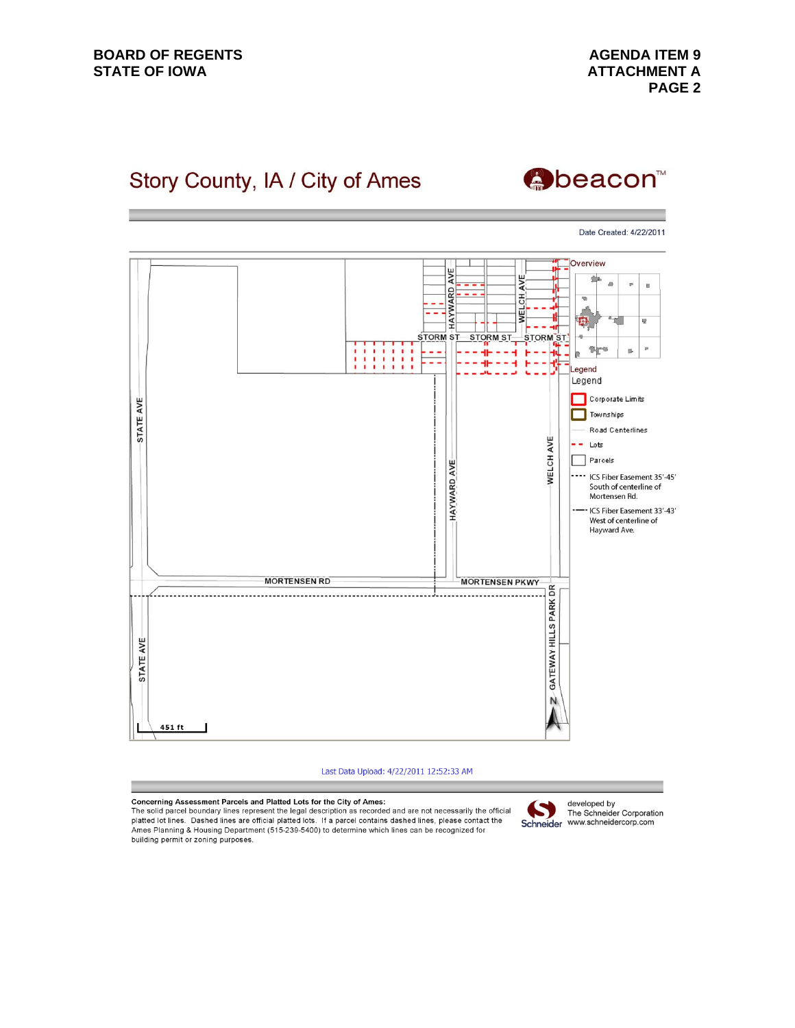Story County, IA / City of Ames

beacon™

Date Created: 4/22/2011

Overview

Legend

- Corporate Limits
- Townships
- Road Centerlines
- Lots
- Parcels
- ICS Fiber Easement 35'-45' South of centerline of Mortensen Rd.
- ICS Fiber Easement 33'-43' West of centerline of Hayward Ave.

STATE AVE · HAYWARD AVE · WELCH AVE · STORM ST · MORTENSEN RD · MORTENSEN PKWY · GATEWAY HILLS PARK DR

451 ft

N

Last Data Upload: 4/22/2011 12:52:33 AM

**Concerning Assessment Parcels and Platted Lots for the City of Ames:**
The solid parcel boundary lines represent the legal description as recorded and are not necessarily the official platted lot lines. Dashed lines are official platted lots. If a parcel contains dashed lines, please contact the Ames Planning & Housing Department (515-239-5400) to determine which lines can be recognized for building permit or zoning purposes.

developed by
The Schneider Corporation
www.schneidercorp.com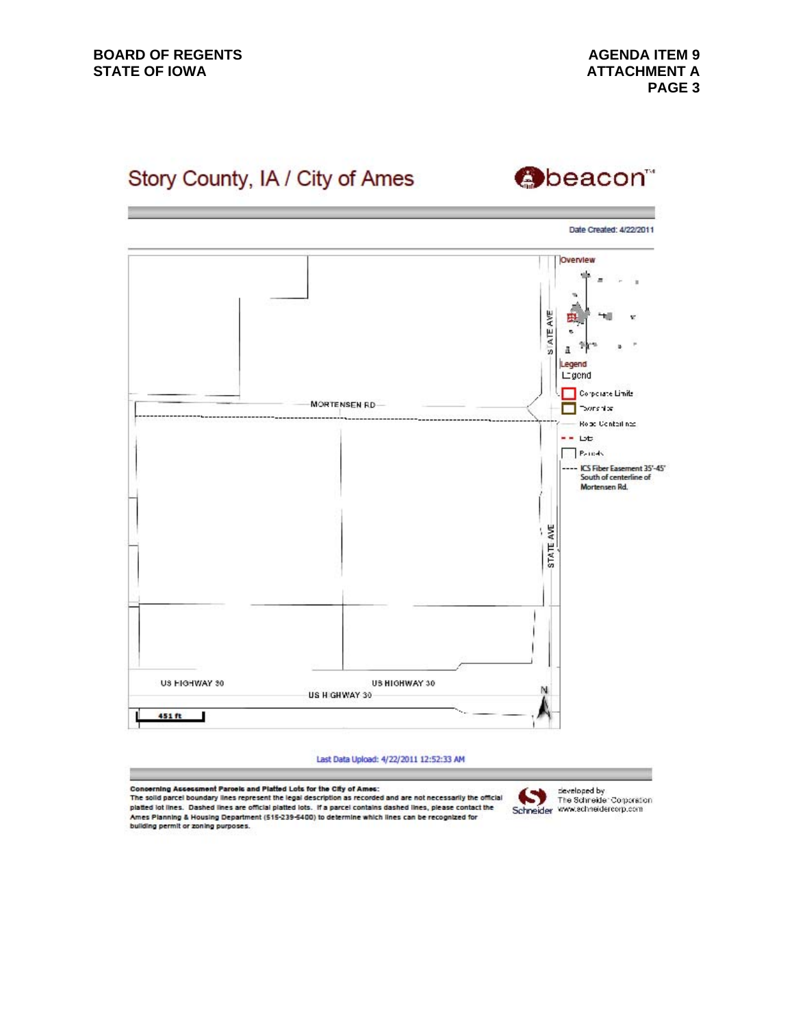BOARD OF REGENTS
STATE OF IOWA

AGENDA ITEM 9
ATTACHMENT A
PAGE 3

## Story County, IA / City of Ames

beacon™

Date Created: 4/22/2011

Overview

Legend

Corporate Limits

Townships

Road Centerlines

Lots

Parcels

ICS Fiber Easement 35'-45' South of centerline of Mortensen Rd.

STATE AVE

MORTENSEN RD

STATE AVE

US HIGHWAY 30

US HIGHWAY 30

US HIGHWAY 30

N

451 ft

Last Data Upload: 4/22/2011 12:52:33 AM

**Concerning Assessment Parcels and Platted Lots for the City of Ames:**
**The solid parcel boundary lines represent the legal description as recorded and are not necessarily the official platted lot lines. Dashed lines are official platted lots. If a parcel contains dashed lines, please contact the Ames Planning & Housing Department (515-239-5400) to determine which lines can be recognized for building permit or zoning purposes.**

developed by
The Schneider Corporation
www.schneidercorp.com